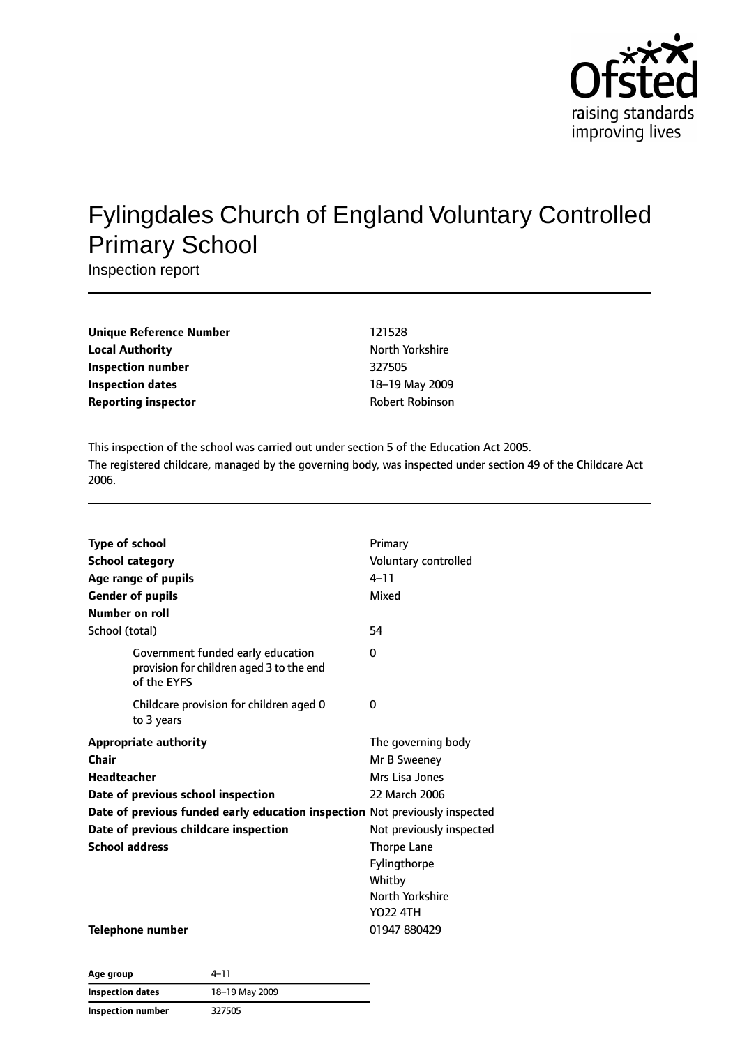# Fylingdales Church of England Voluntary Controlled Primary School

Inspection report

| | |
|---|---|
| **Unique Reference Number** | 121528 |
| **Local Authority** | North Yorkshire |
| **Inspection number** | 327505 |
| **Inspection dates** | 18–19 May 2009 |
| **Reporting inspector** | Robert Robinson |

This inspection of the school was carried out under section 5 of the Education Act 2005.
The registered childcare, managed by the governing body, was inspected under section 49 of the Childcare Act 2006.

| | |
|---|---|
| **Type of school** | Primary |
| **School category** | Voluntary controlled |
| **Age range of pupils** | 4–11 |
| **Gender of pupils** | Mixed |
| **Number on roll** | |
| School (total) | 54 |
| Government funded early education provision for children aged 3 to the end of the EYFS | 0 |
| Childcare provision for children aged 0 to 3 years | 0 |
| **Appropriate authority** | The governing body |
| **Chair** | Mr B Sweeney |
| **Headteacher** | Mrs Lisa Jones |
| **Date of previous school inspection** | 22 March 2006 |
| **Date of previous funded early education inspection** | Not previously inspected |
| **Date of previous childcare inspection** | Not previously inspected |
| **School address** | Thorpe Lane<br>Fylingthorpe<br>Whitby<br>North Yorkshire<br>YO22 4TH |
| **Telephone number** | 01947 880429 |

| | |
|---|---|
| **Age group** | 4–11 |
| **Inspection dates** | 18–19 May 2009 |
| **Inspection number** | 327505 |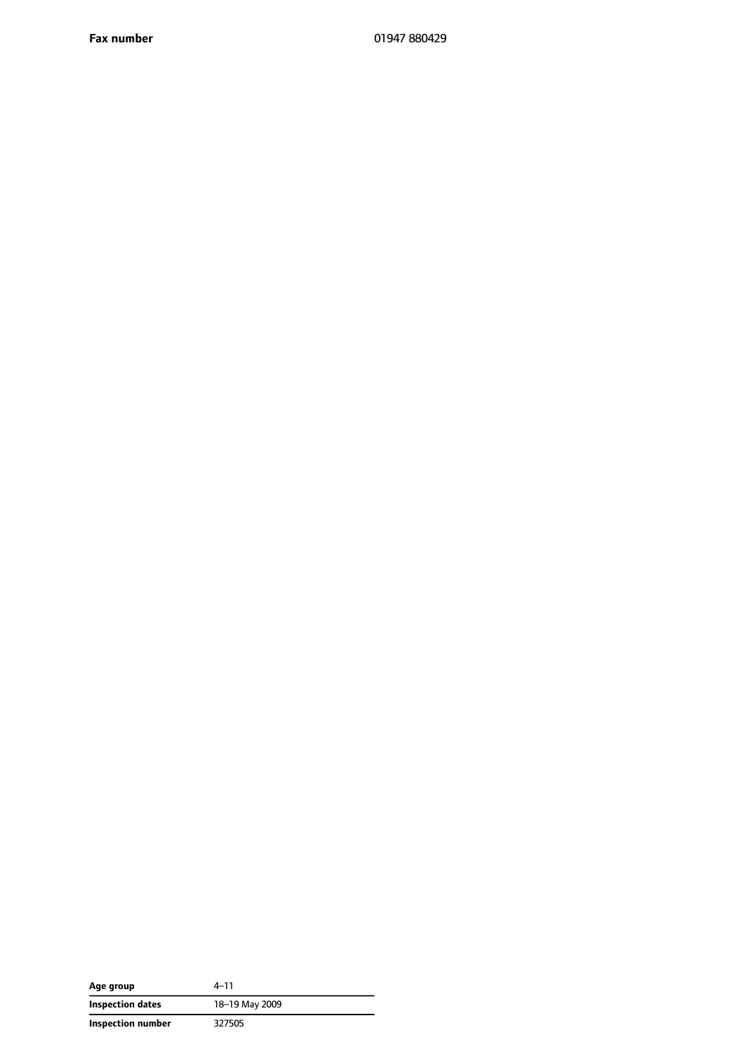| **Fax number** | 01947 880429 |
| --- | --- |

| **Age group** | 4–11 |
| --- | --- |
| **Inspection dates** | 18–19 May 2009 |
| **Inspection number** | 327505 |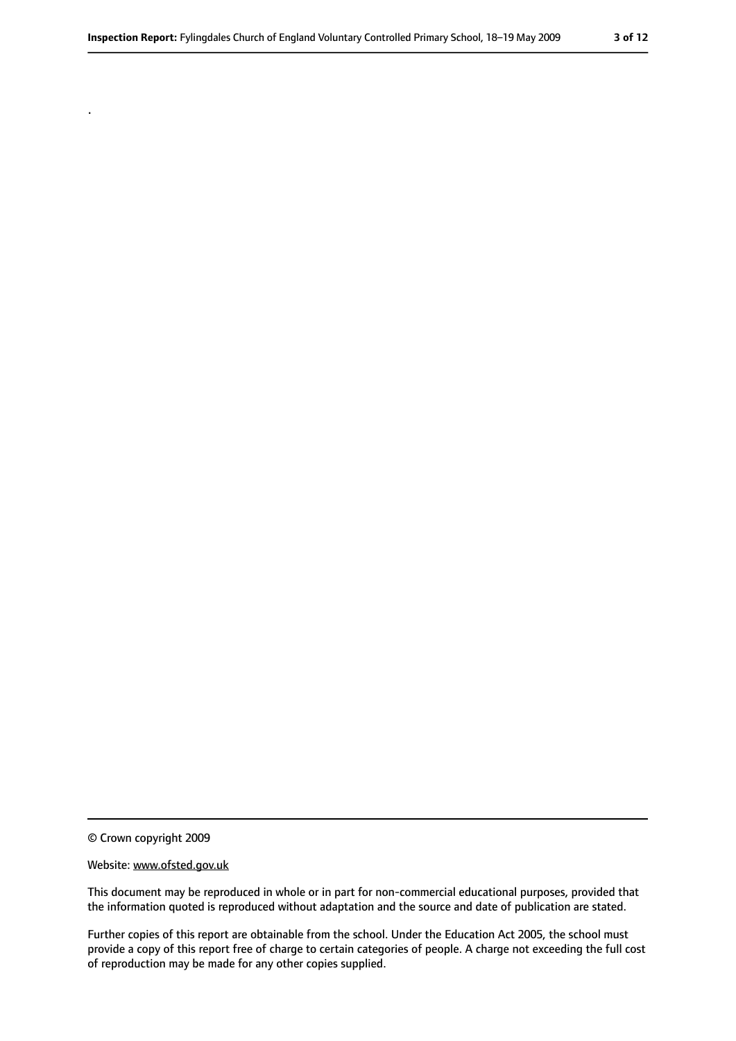.

© Crown copyright 2009

Website: www.ofsted.gov.uk

This document may be reproduced in whole or in part for non-commercial educational purposes, provided that the information quoted is reproduced without adaptation and the source and date of publication are stated.

Further copies of this report are obtainable from the school. Under the Education Act 2005, the school must provide a copy of this report free of charge to certain categories of people. A charge not exceeding the full cost of reproduction may be made for any other copies supplied.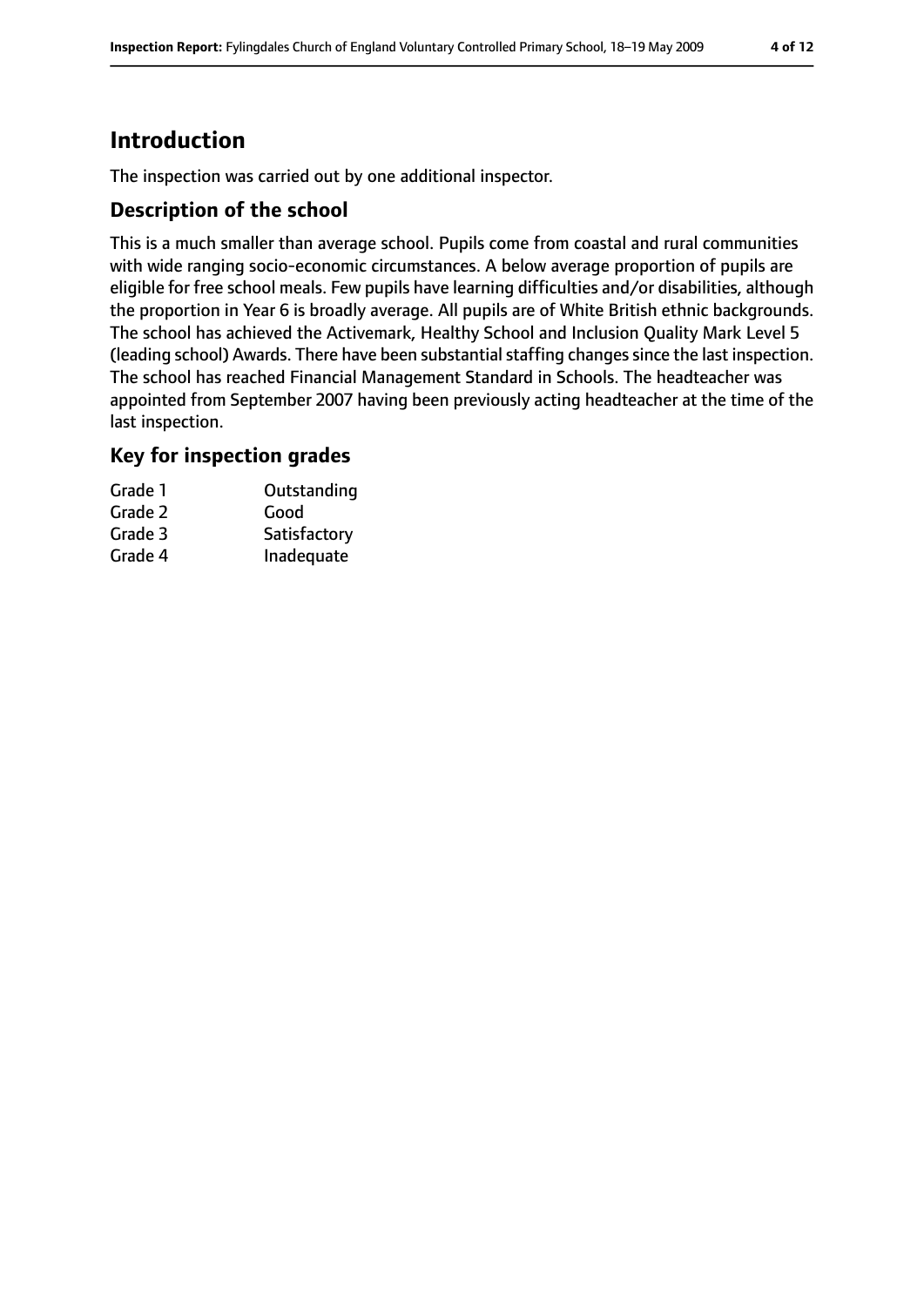# Introduction

The inspection was carried out by one additional inspector.

## Description of the school

This is a much smaller than average school. Pupils come from coastal and rural communities with wide ranging socio-economic circumstances. A below average proportion of pupils are eligible for free school meals. Few pupils have learning difficulties and/or disabilities, although the proportion in Year 6 is broadly average. All pupils are of White British ethnic backgrounds. The school has achieved the Activemark, Healthy School and Inclusion Quality Mark Level 5 (leading school) Awards. There have been substantial staffing changes since the last inspection. The school has reached Financial Management Standard in Schools. The headteacher was appointed from September 2007 having been previously acting headteacher at the time of the last inspection.

## Key for inspection grades

| | |
|---|---|
| Grade 1 | Outstanding |
| Grade 2 | Good |
| Grade 3 | Satisfactory |
| Grade 4 | Inadequate |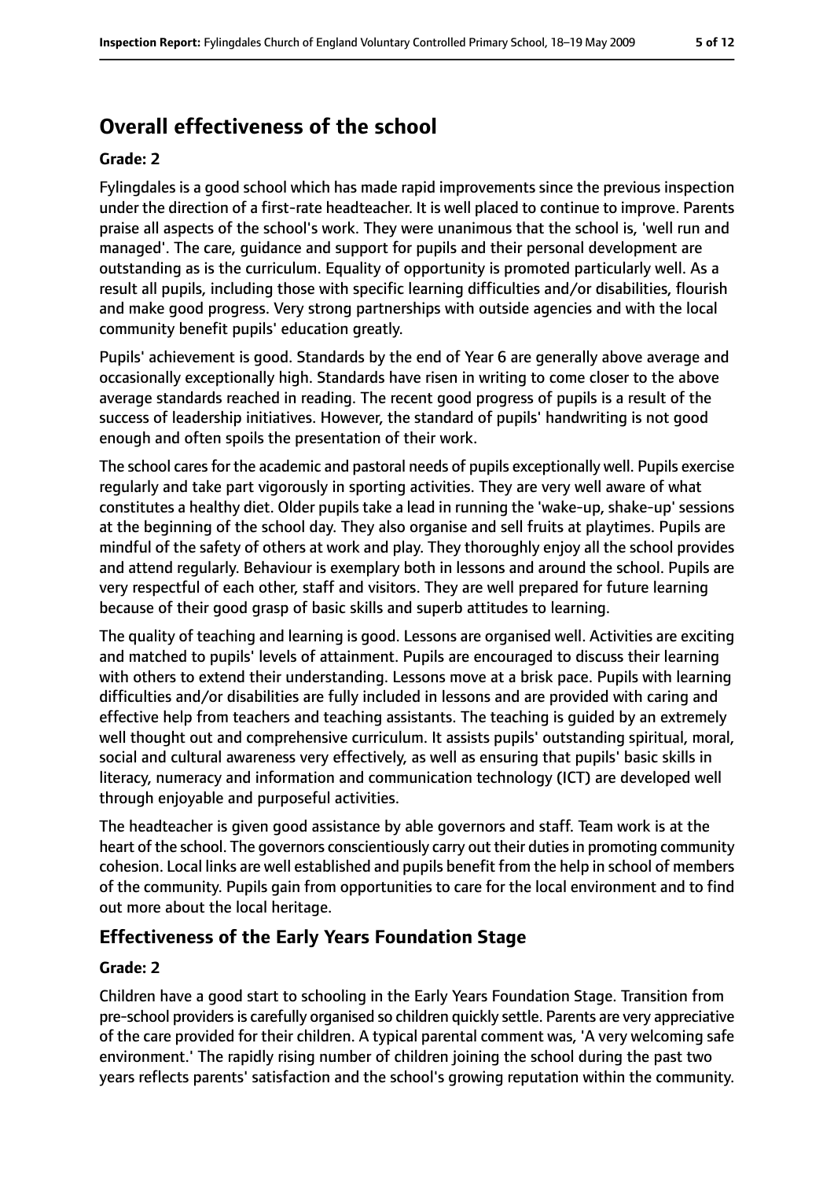# Overall effectiveness of the school

**Grade: 2**

Fylingdales is a good school which has made rapid improvements since the previous inspection under the direction of a first-rate headteacher. It is well placed to continue to improve. Parents praise all aspects of the school's work. They were unanimous that the school is, 'well run and managed'. The care, guidance and support for pupils and their personal development are outstanding as is the curriculum. Equality of opportunity is promoted particularly well. As a result all pupils, including those with specific learning difficulties and/or disabilities, flourish and make good progress. Very strong partnerships with outside agencies and with the local community benefit pupils' education greatly.

Pupils' achievement is good. Standards by the end of Year 6 are generally above average and occasionally exceptionally high. Standards have risen in writing to come closer to the above average standards reached in reading. The recent good progress of pupils is a result of the success of leadership initiatives. However, the standard of pupils' handwriting is not good enough and often spoils the presentation of their work.

The school cares for the academic and pastoral needs of pupils exceptionally well. Pupils exercise regularly and take part vigorously in sporting activities. They are very well aware of what constitutes a healthy diet. Older pupils take a lead in running the 'wake-up, shake-up' sessions at the beginning of the school day. They also organise and sell fruits at playtimes. Pupils are mindful of the safety of others at work and play. They thoroughly enjoy all the school provides and attend regularly. Behaviour is exemplary both in lessons and around the school. Pupils are very respectful of each other, staff and visitors. They are well prepared for future learning because of their good grasp of basic skills and superb attitudes to learning.

The quality of teaching and learning is good. Lessons are organised well. Activities are exciting and matched to pupils' levels of attainment. Pupils are encouraged to discuss their learning with others to extend their understanding. Lessons move at a brisk pace. Pupils with learning difficulties and/or disabilities are fully included in lessons and are provided with caring and effective help from teachers and teaching assistants. The teaching is guided by an extremely well thought out and comprehensive curriculum. It assists pupils' outstanding spiritual, moral, social and cultural awareness very effectively, as well as ensuring that pupils' basic skills in literacy, numeracy and information and communication technology (ICT) are developed well through enjoyable and purposeful activities.

The headteacher is given good assistance by able governors and staff. Team work is at the heart of the school. The governors conscientiously carry out their duties in promoting community cohesion. Local links are well established and pupils benefit from the help in school of members of the community. Pupils gain from opportunities to care for the local environment and to find out more about the local heritage.

## Effectiveness of the Early Years Foundation Stage

**Grade: 2**

Children have a good start to schooling in the Early Years Foundation Stage. Transition from pre-school providers is carefully organised so children quickly settle. Parents are very appreciative of the care provided for their children. A typical parental comment was, 'A very welcoming safe environment.' The rapidly rising number of children joining the school during the past two years reflects parents' satisfaction and the school's growing reputation within the community.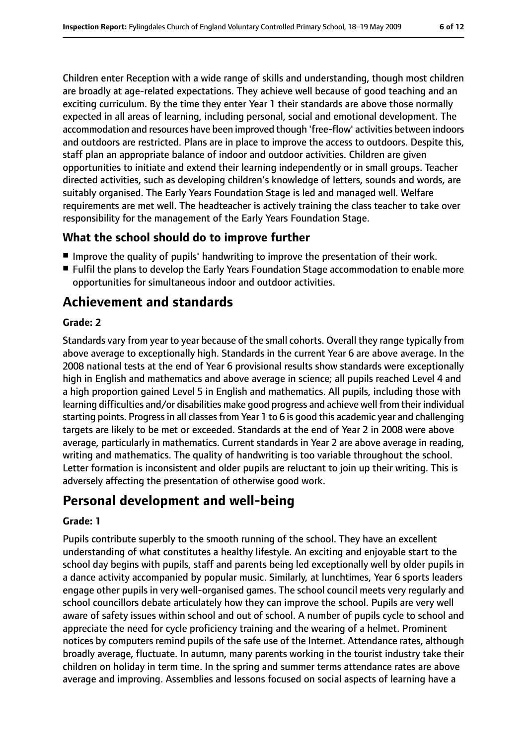Children enter Reception with a wide range of skills and understanding, though most children are broadly at age-related expectations. They achieve well because of good teaching and an exciting curriculum. By the time they enter Year 1 their standards are above those normally expected in all areas of learning, including personal, social and emotional development. The accommodation and resources have been improved though 'free-flow' activities between indoors and outdoors are restricted. Plans are in place to improve the access to outdoors. Despite this, staff plan an appropriate balance of indoor and outdoor activities. Children are given opportunities to initiate and extend their learning independently or in small groups. Teacher directed activities, such as developing children's knowledge of letters, sounds and words, are suitably organised. The Early Years Foundation Stage is led and managed well. Welfare requirements are met well. The headteacher is actively training the class teacher to take over responsibility for the management of the Early Years Foundation Stage.

### What the school should do to improve further

- Improve the quality of pupils' handwriting to improve the presentation of their work.
- Fulfil the plans to develop the Early Years Foundation Stage accommodation to enable more opportunities for simultaneous indoor and outdoor activities.

## Achievement and standards

#### Grade: 2

Standards vary from year to year because of the small cohorts. Overall they range typically from above average to exceptionally high. Standards in the current Year 6 are above average. In the 2008 national tests at the end of Year 6 provisional results show standards were exceptionally high in English and mathematics and above average in science; all pupils reached Level 4 and a high proportion gained Level 5 in English and mathematics. All pupils, including those with learning difficulties and/or disabilities make good progress and achieve well from their individual starting points. Progress in all classes from Year 1 to 6 is good this academic year and challenging targets are likely to be met or exceeded. Standards at the end of Year 2 in 2008 were above average, particularly in mathematics. Current standards in Year 2 are above average in reading, writing and mathematics. The quality of handwriting is too variable throughout the school. Letter formation is inconsistent and older pupils are reluctant to join up their writing. This is adversely affecting the presentation of otherwise good work.

## Personal development and well-being

#### Grade: 1

Pupils contribute superbly to the smooth running of the school. They have an excellent understanding of what constitutes a healthy lifestyle. An exciting and enjoyable start to the school day begins with pupils, staff and parents being led exceptionally well by older pupils in a dance activity accompanied by popular music. Similarly, at lunchtimes, Year 6 sports leaders engage other pupils in very well-organised games. The school council meets very regularly and school councillors debate articulately how they can improve the school. Pupils are very well aware of safety issues within school and out of school. A number of pupils cycle to school and appreciate the need for cycle proficiency training and the wearing of a helmet. Prominent notices by computers remind pupils of the safe use of the Internet. Attendance rates, although broadly average, fluctuate. In autumn, many parents working in the tourist industry take their children on holiday in term time. In the spring and summer terms attendance rates are above average and improving. Assemblies and lessons focused on social aspects of learning have a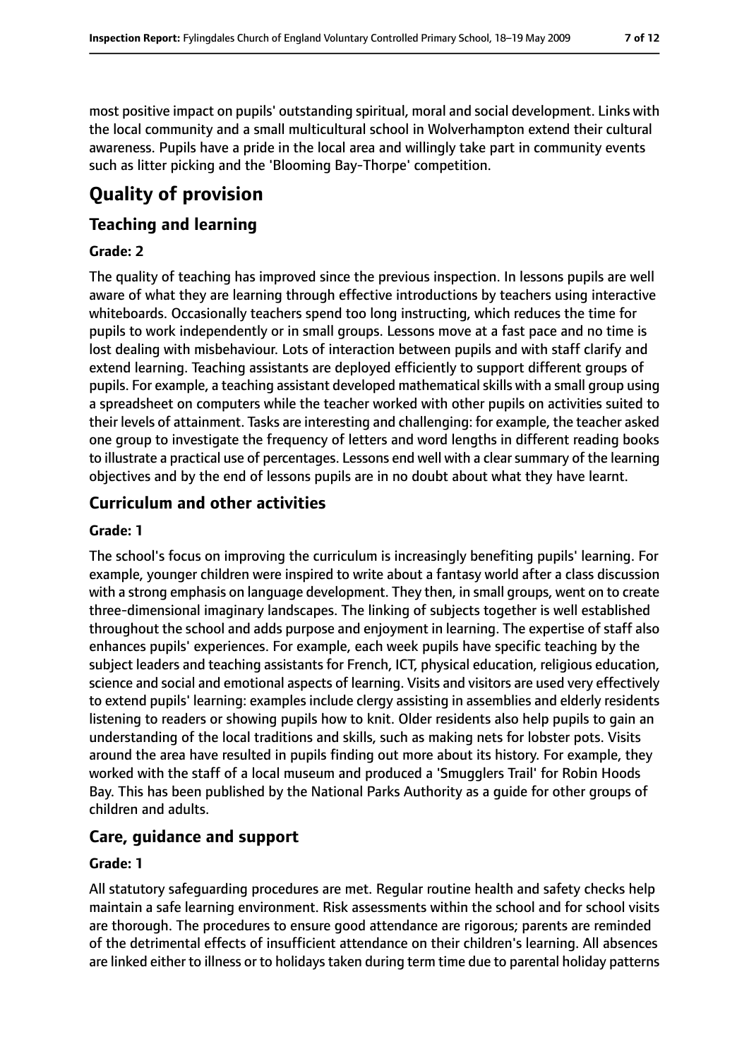most positive impact on pupils' outstanding spiritual, moral and social development. Links with the local community and a small multicultural school in Wolverhampton extend their cultural awareness. Pupils have a pride in the local area and willingly take part in community events such as litter picking and the 'Blooming Bay-Thorpe' competition.

# Quality of provision

## Teaching and learning

**Grade: 2**

The quality of teaching has improved since the previous inspection. In lessons pupils are well aware of what they are learning through effective introductions by teachers using interactive whiteboards. Occasionally teachers spend too long instructing, which reduces the time for pupils to work independently or in small groups. Lessons move at a fast pace and no time is lost dealing with misbehaviour. Lots of interaction between pupils and with staff clarify and extend learning. Teaching assistants are deployed efficiently to support different groups of pupils. For example, a teaching assistant developed mathematical skills with a small group using a spreadsheet on computers while the teacher worked with other pupils on activities suited to their levels of attainment. Tasks are interesting and challenging: for example, the teacher asked one group to investigate the frequency of letters and word lengths in different reading books to illustrate a practical use of percentages. Lessons end well with a clear summary of the learning objectives and by the end of lessons pupils are in no doubt about what they have learnt.

## Curriculum and other activities

**Grade: 1**

The school's focus on improving the curriculum is increasingly benefiting pupils' learning. For example, younger children were inspired to write about a fantasy world after a class discussion with a strong emphasis on language development. They then, in small groups, went on to create three-dimensional imaginary landscapes. The linking of subjects together is well established throughout the school and adds purpose and enjoyment in learning. The expertise of staff also enhances pupils' experiences. For example, each week pupils have specific teaching by the subject leaders and teaching assistants for French, ICT, physical education, religious education, science and social and emotional aspects of learning. Visits and visitors are used very effectively to extend pupils' learning: examples include clergy assisting in assemblies and elderly residents listening to readers or showing pupils how to knit. Older residents also help pupils to gain an understanding of the local traditions and skills, such as making nets for lobster pots. Visits around the area have resulted in pupils finding out more about its history. For example, they worked with the staff of a local museum and produced a 'Smugglers Trail' for Robin Hoods Bay. This has been published by the National Parks Authority as a guide for other groups of children and adults.

## Care, guidance and support

**Grade: 1**

All statutory safeguarding procedures are met. Regular routine health and safety checks help maintain a safe learning environment. Risk assessments within the school and for school visits are thorough. The procedures to ensure good attendance are rigorous; parents are reminded of the detrimental effects of insufficient attendance on their children's learning. All absences are linked either to illness or to holidays taken during term time due to parental holiday patterns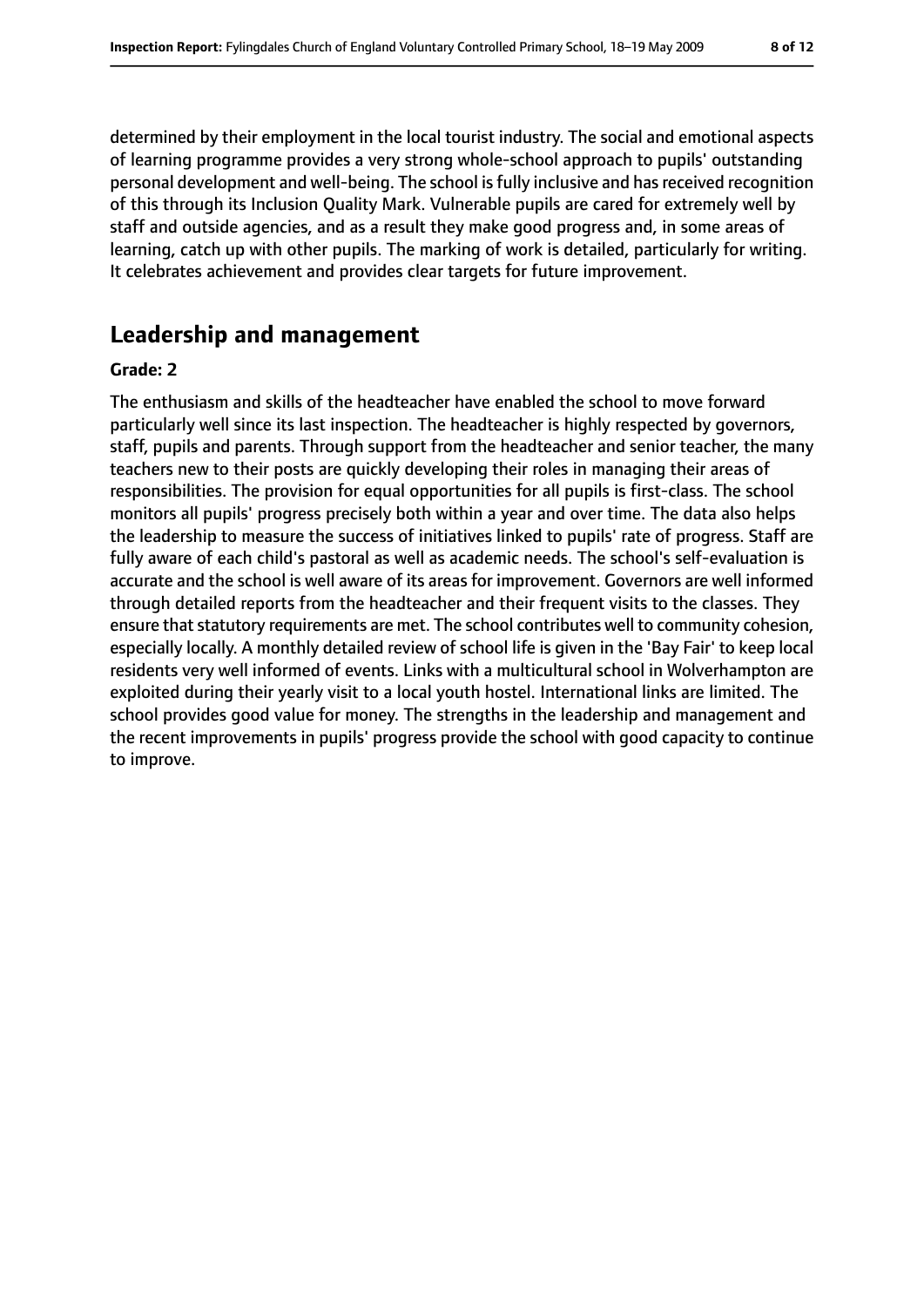determined by their employment in the local tourist industry. The social and emotional aspects of learning programme provides a very strong whole-school approach to pupils' outstanding personal development and well-being. The school is fully inclusive and has received recognition of this through its Inclusion Quality Mark. Vulnerable pupils are cared for extremely well by staff and outside agencies, and as a result they make good progress and, in some areas of learning, catch up with other pupils. The marking of work is detailed, particularly for writing. It celebrates achievement and provides clear targets for future improvement.

## Leadership and management

**Grade: 2**

The enthusiasm and skills of the headteacher have enabled the school to move forward particularly well since its last inspection. The headteacher is highly respected by governors, staff, pupils and parents. Through support from the headteacher and senior teacher, the many teachers new to their posts are quickly developing their roles in managing their areas of responsibilities. The provision for equal opportunities for all pupils is first-class. The school monitors all pupils' progress precisely both within a year and over time. The data also helps the leadership to measure the success of initiatives linked to pupils' rate of progress. Staff are fully aware of each child's pastoral as well as academic needs. The school's self-evaluation is accurate and the school is well aware of its areas for improvement. Governors are well informed through detailed reports from the headteacher and their frequent visits to the classes. They ensure that statutory requirements are met. The school contributes well to community cohesion, especially locally. A monthly detailed review of school life is given in the 'Bay Fair' to keep local residents very well informed of events. Links with a multicultural school in Wolverhampton are exploited during their yearly visit to a local youth hostel. International links are limited. The school provides good value for money. The strengths in the leadership and management and the recent improvements in pupils' progress provide the school with good capacity to continue to improve.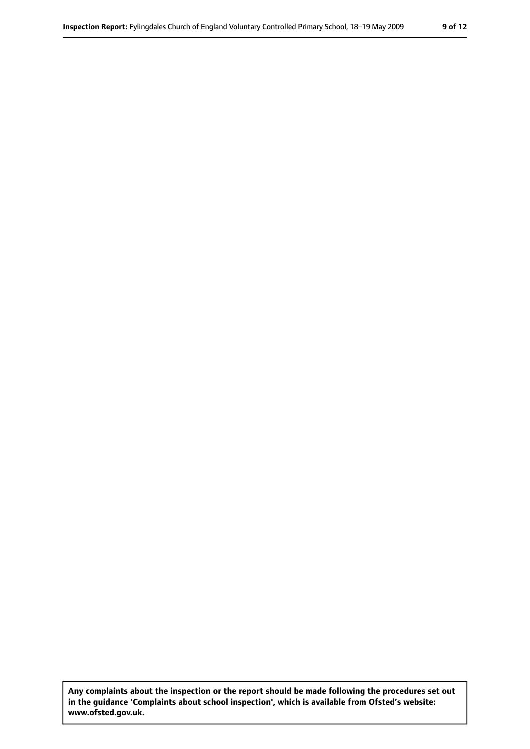**Any complaints about the inspection or the report should be made following the procedures set out in the guidance 'Complaints about school inspection', which is available from Ofsted's website: www.ofsted.gov.uk.**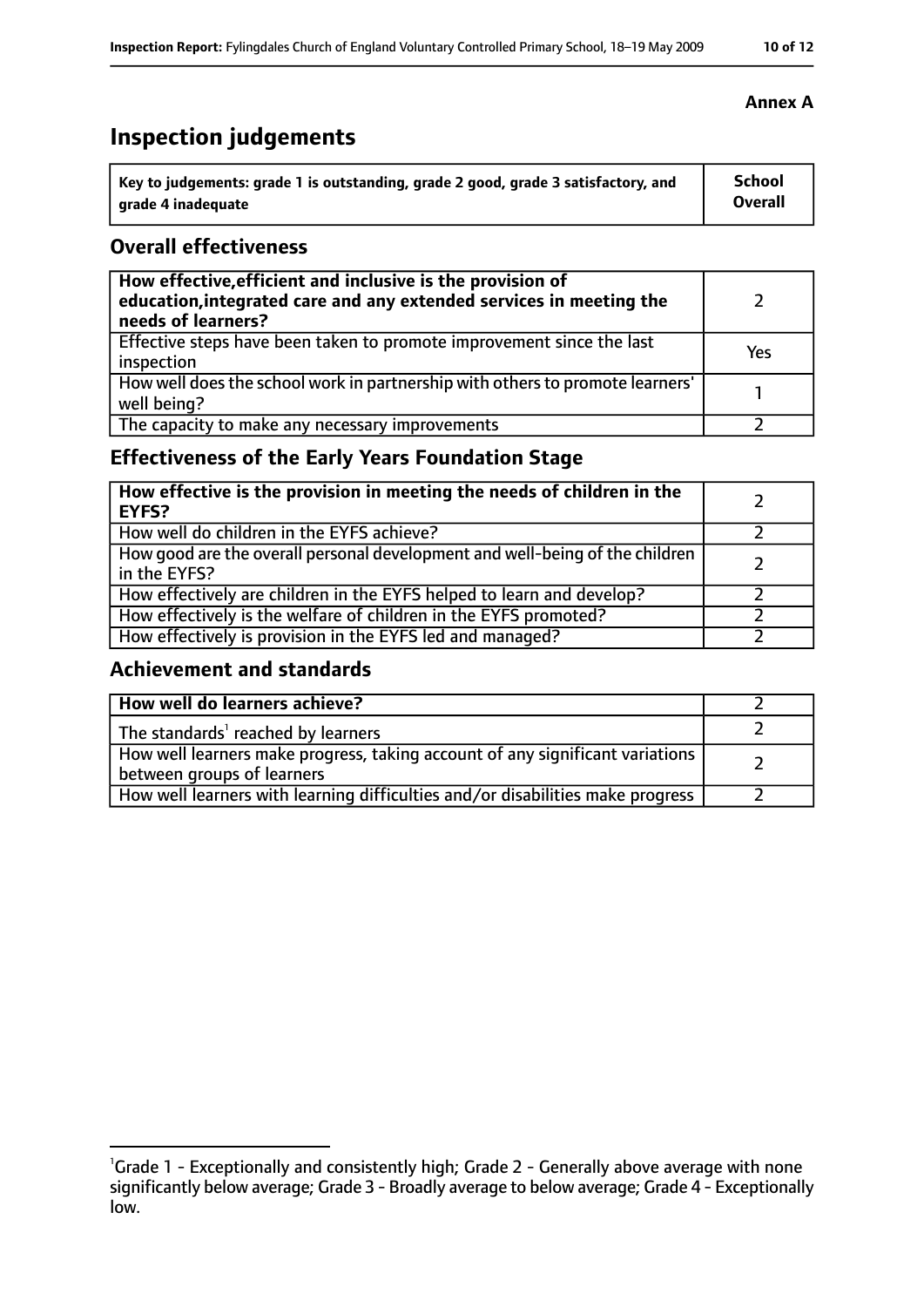**Annex A**

# Inspection judgements

| Key to judgements: grade 1 is outstanding, grade 2 good, grade 3 satisfactory, and grade 4 inadequate | School Overall |
|---|---|

## Overall effectiveness

| | |
|---|---|
| **How effective, efficient and inclusive is the provision of education, integrated care and any extended services in meeting the needs of learners?** | 2 |
| Effective steps have been taken to promote improvement since the last inspection | Yes |
| How well does the school work in partnership with others to promote learners' well being? | 1 |
| The capacity to make any necessary improvements | 2 |

## Effectiveness of the Early Years Foundation Stage

| | |
|---|---|
| **How effective is the provision in meeting the needs of children in the EYFS?** | 2 |
| How well do children in the EYFS achieve? | 2 |
| How good are the overall personal development and well-being of the children in the EYFS? | 2 |
| How effectively are children in the EYFS helped to learn and develop? | 2 |
| How effectively is the welfare of children in the EYFS promoted? | 2 |
| How effectively is provision in the EYFS led and managed? | 2 |

## Achievement and standards

| | |
|---|---|
| **How well do learners achieve?** | 2 |
| The standards[1] reached by learners | 2 |
| How well learners make progress, taking account of any significant variations between groups of learners | 2 |
| How well learners with learning difficulties and/or disabilities make progress | 2 |

[1] Grade 1 - Exceptionally and consistently high; Grade 2 - Generally above average with none significantly below average; Grade 3 - Broadly average to below average; Grade 4 - Exceptionally low.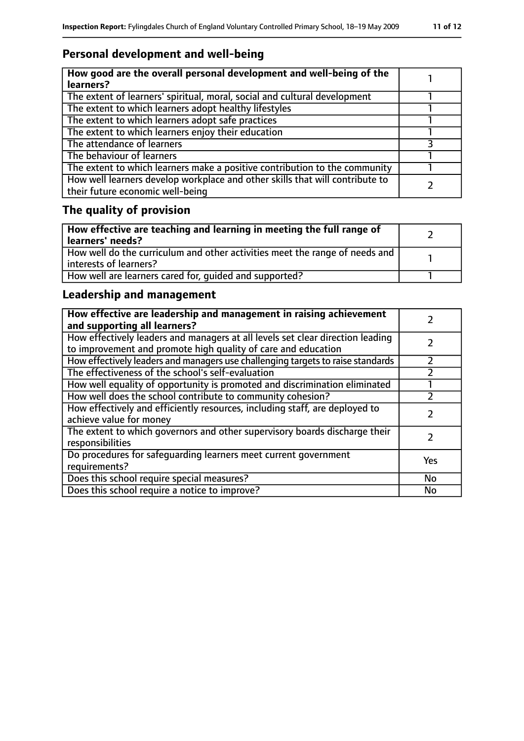## Personal development and well-being

| How good are the overall personal development and well-being of the learners? | 1 |
|---|---|
| The extent of learners' spiritual, moral, social and cultural development | 1 |
| The extent to which learners adopt healthy lifestyles | 1 |
| The extent to which learners adopt safe practices | 1 |
| The extent to which learners enjoy their education | 1 |
| The attendance of learners | 3 |
| The behaviour of learners | 1 |
| The extent to which learners make a positive contribution to the community | 1 |
| How well learners develop workplace and other skills that will contribute to their future economic well-being | 2 |

## The quality of provision

| How effective are teaching and learning in meeting the full range of learners' needs? | 2 |
|---|---|
| How well do the curriculum and other activities meet the range of needs and interests of learners? | 1 |
| How well are learners cared for, guided and supported? | 1 |

## Leadership and management

| How effective are leadership and management in raising achievement and supporting all learners? | 2 |
|---|---|
| How effectively leaders and managers at all levels set clear direction leading to improvement and promote high quality of care and education | 2 |
| How effectively leaders and managers use challenging targets to raise standards | 2 |
| The effectiveness of the school's self-evaluation | 2 |
| How well equality of opportunity is promoted and discrimination eliminated | 1 |
| How well does the school contribute to community cohesion? | 2 |
| How effectively and efficiently resources, including staff, are deployed to achieve value for money | 2 |
| The extent to which governors and other supervisory boards discharge their responsibilities | 2 |
| Do procedures for safeguarding learners meet current government requirements? | Yes |
| Does this school require special measures? | No |
| Does this school require a notice to improve? | No |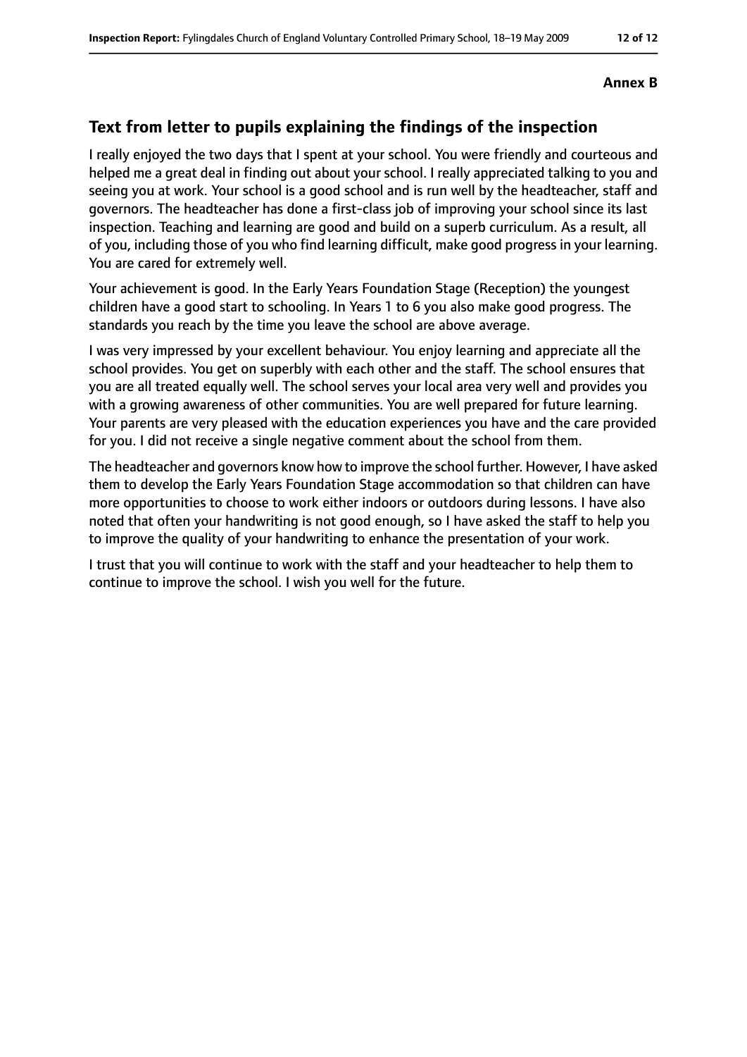**Annex B**

## Text from letter to pupils explaining the findings of the inspection

I really enjoyed the two days that I spent at your school. You were friendly and courteous and helped me a great deal in finding out about your school. I really appreciated talking to you and seeing you at work. Your school is a good school and is run well by the headteacher, staff and governors. The headteacher has done a first-class job of improving your school since its last inspection. Teaching and learning are good and build on a superb curriculum. As a result, all of you, including those of you who find learning difficult, make good progress in your learning. You are cared for extremely well.

Your achievement is good. In the Early Years Foundation Stage (Reception) the youngest children have a good start to schooling. In Years 1 to 6 you also make good progress. The standards you reach by the time you leave the school are above average.

I was very impressed by your excellent behaviour. You enjoy learning and appreciate all the school provides. You get on superbly with each other and the staff. The school ensures that you are all treated equally well. The school serves your local area very well and provides you with a growing awareness of other communities. You are well prepared for future learning. Your parents are very pleased with the education experiences you have and the care provided for you. I did not receive a single negative comment about the school from them.

The headteacher and governors know how to improve the school further. However, I have asked them to develop the Early Years Foundation Stage accommodation so that children can have more opportunities to choose to work either indoors or outdoors during lessons. I have also noted that often your handwriting is not good enough, so I have asked the staff to help you to improve the quality of your handwriting to enhance the presentation of your work.

I trust that you will continue to work with the staff and your headteacher to help them to continue to improve the school. I wish you well for the future.